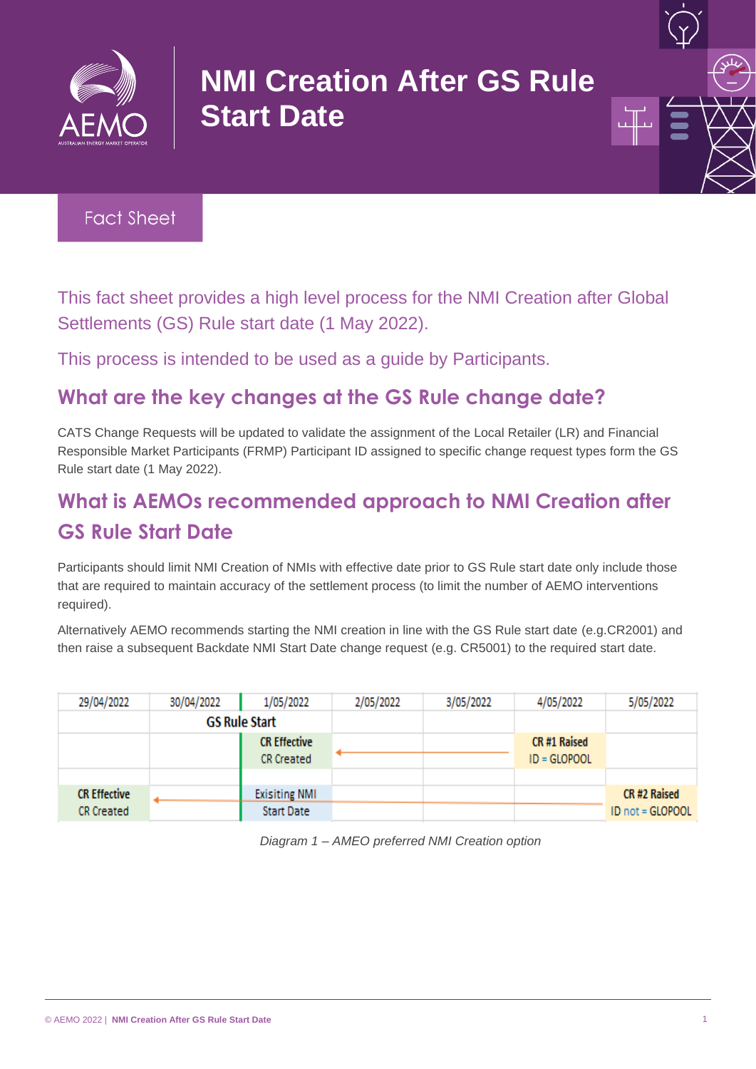# NMI Creation After GS Rule Start Date

Fact Sheet

This fact sheet provides a high level process for the NMI Creation after Global Settlements (GS) Rule start date (1 May 2022).

This process is intended to be used as a guide by Participants.

## What are the key changes at the GS Rule change date?

CATS Change Requests will be updated to validate the assignment of the Local Retailer (LR) and Financial Responsible Market Participants (FRMP) Participant ID assigned to specific change request types form the GS Rule start date (1 May 2022).

## What is AEMOs recommended approach to NMI Creation after GS Rule Start Date

Participants should limit NMI Creation of NMIs with effective date prior to GS Rule start date only include those that are required to maintain accuracy of the settlement process (to limit the number of AEMO interventions required).

Alternatively AEMO recommends starting the NMI creation in line with the GS Rule start date (e.g.CR2001) and then raise a subsequent Backdate NMI Start Date change request (e.g. CR5001) to the required start date.

| 29/04/2022 | 30/04/2022 | 1/05/2022 | 2/05/2022 | 3/05/2022 | 4/05/2022 | 5/05/2022 |
|---|---|---|---|---|---|---|
| | GS Rule Start | | | | | |
| | | **CR Effective** CR Created | ← | | **CR #1 Raised** ID = GLOPOOL | |
| | | | | | | |
| **CR Effective** CR Created | ← | Exisiting NMI Start Date | | | | **CR #2 Raised** ID not = GLOPOOL |

*Diagram 1 – AMEO preferred NMI Creation option*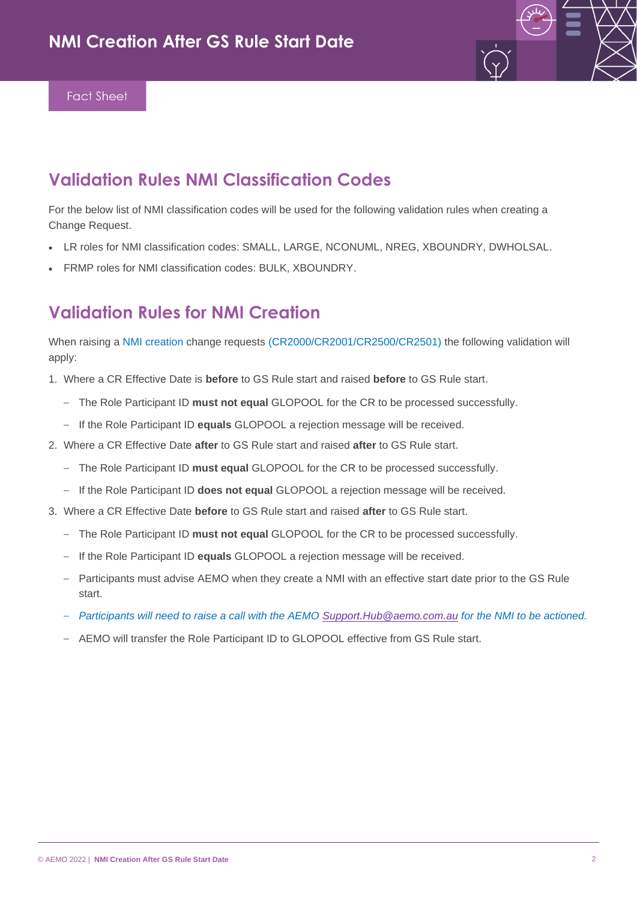## Validation Rules NMI Classification Codes

For the below list of NMI classification codes will be used for the following validation rules when creating a Change Request.

- LR roles for NMI classification codes: SMALL, LARGE, NCONUML, NREG, XBOUNDRY, DWHOLSAL.
- FRMP roles for NMI classification codes: BULK, XBOUNDRY.

## Validation Rules for NMI Creation

When raising a NMI creation change requests (CR2000/CR2001/CR2500/CR2501) the following validation will apply:

1. Where a CR Effective Date is **before** to GS Rule start and raised **before** to GS Rule start.
   - The Role Participant ID **must not equal** GLOPOOL for the CR to be processed successfully.
   - If the Role Participant ID **equals** GLOPOOL a rejection message will be received.
2. Where a CR Effective Date **after** to GS Rule start and raised **after** to GS Rule start.
   - The Role Participant ID **must equal** GLOPOOL for the CR to be processed successfully.
   - If the Role Participant ID **does not equal** GLOPOOL a rejection message will be received.
3. Where a CR Effective Date **before** to GS Rule start and raised **after** to GS Rule start.
   - The Role Participant ID **must not equal** GLOPOOL for the CR to be processed successfully.
   - If the Role Participant ID **equals** GLOPOOL a rejection message will be received.
   - Participants must advise AEMO when they create a NMI with an effective start date prior to the GS Rule start.
   - *Participants will need to raise a call with the AEMO Support.Hub@aemo.com.au for the NMI to be actioned.*
   - AEMO will transfer the Role Participant ID to GLOPOOL effective from GS Rule start.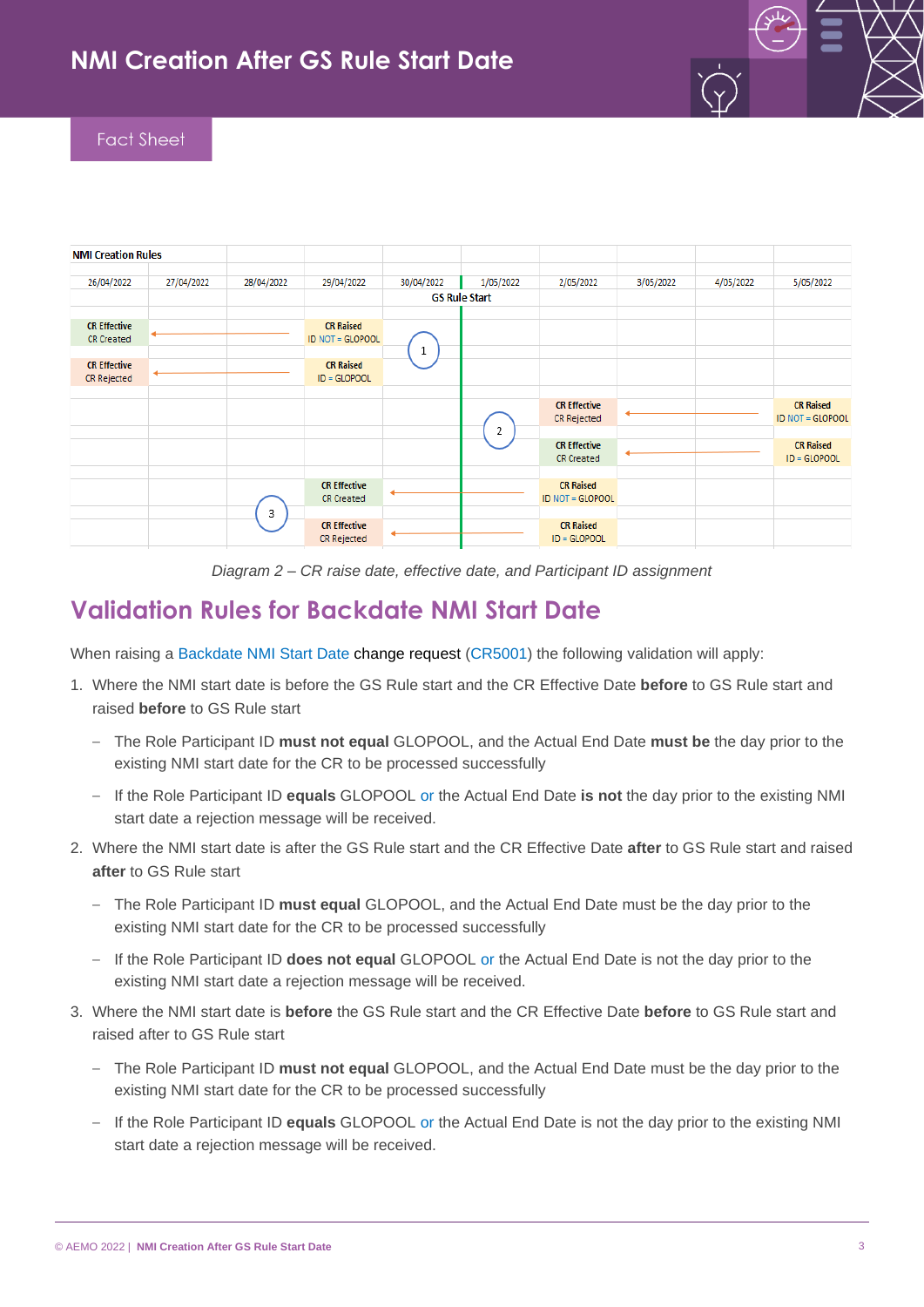| NMI Creation Rules | | | | | | | | | |
|---|---|---|---|---|---|---|---|---|---|
| 26/04/2022 | 27/04/2022 | 28/04/2022 | 29/04/2022 | 30/04/2022 | 1/05/2022 | 2/05/2022 | 3/05/2022 | 4/05/2022 | 5/05/2022 |
| | | | | GS Rule Start | | | | | |
| CR Effective CR Created | ← | ← | CR Raised ID NOT = GLOPOOL | 1 | | | | | |
| CR Effective CR Rejected | ← | ← | CR Raised ID = GLOPOOL | | | | | | |
| | | | | | 2 | CR Effective CR Rejected | ← | ← | CR Raised ID NOT = GLOPOOL |
| | | | | | | CR Effective CR Created | ← | ← | CR Raised ID = GLOPOOL |
| | | 3 | CR Effective CR Created | ← | ← | CR Raised ID NOT = GLOPOOL | | | |
| | | | CR Effective CR Rejected | ← | ← | CR Raised ID = GLOPOOL | | | |

*Diagram 2 – CR raise date, effective date, and Participant ID assignment*

## Validation Rules for Backdate NMI Start Date

When raising a Backdate NMI Start Date change request (CR5001) the following validation will apply:

1. Where the NMI start date is before the GS Rule start and the CR Effective Date **before** to GS Rule start and raised **before** to GS Rule start
   - The Role Participant ID **must not equal** GLOPOOL, and the Actual End Date **must be** the day prior to the existing NMI start date for the CR to be processed successfully
   - If the Role Participant ID **equals** GLOPOOL or the Actual End Date **is not** the day prior to the existing NMI start date a rejection message will be received.
2. Where the NMI start date is after the GS Rule start and the CR Effective Date **after** to GS Rule start and raised **after** to GS Rule start
   - The Role Participant ID **must equal** GLOPOOL, and the Actual End Date must be the day prior to the existing NMI start date for the CR to be processed successfully
   - If the Role Participant ID **does not equal** GLOPOOL or the Actual End Date is not the day prior to the existing NMI start date a rejection message will be received.
3. Where the NMI start date is **before** the GS Rule start and the CR Effective Date **before** to GS Rule start and raised after to GS Rule start
   - The Role Participant ID **must not equal** GLOPOOL, and the Actual End Date must be the day prior to the existing NMI start date for the CR to be processed successfully
   - If the Role Participant ID **equals** GLOPOOL or the Actual End Date is not the day prior to the existing NMI start date a rejection message will be received.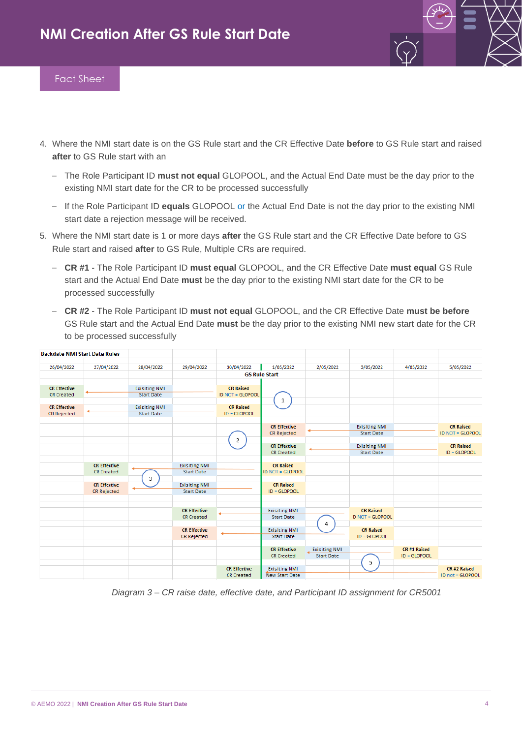4. Where the NMI start date is on the GS Rule start and the CR Effective Date **before** to GS Rule start and raised **after** to GS Rule start with an
   - The Role Participant ID **must not equal** GLOPOOL, and the Actual End Date must be the day prior to the existing NMI start date for the CR to be processed successfully
   - If the Role Participant ID **equals** GLOPOOL or the Actual End Date is not the day prior to the existing NMI start date a rejection message will be received.
5. Where the NMI start date is 1 or more days **after** the GS Rule start and the CR Effective Date before to GS Rule start and raised **after** to GS Rule, Multiple CRs are required.
   - **CR #1** - The Role Participant ID **must equal** GLOPOOL, and the CR Effective Date **must equal** GS Rule start and the Actual End Date **must** be the day prior to the existing NMI start date for the CR to be processed successfully
   - **CR #2** - The Role Participant ID **must not equal** GLOPOOL, and the CR Effective Date **must be before** GS Rule start and the Actual End Date **must** be the day prior to the existing NMI new start date for the CR to be processed successfully

**Backdate NMI Start Date Rules**

| 26/04/2022 | 27/04/2022 | 28/04/2022 | 29/04/2022 | 30/04/2022 | 1/05/2022 GS Rule Start | 2/05/2022 | 3/05/2022 | 4/05/2022 | 5/05/2022 |
|---|---|---|---|---|---|---|---|---|---|
| CR Effective CR Created | | Exisiting NMI Start Date | | CR Raised ID NOT = GLOPOOL | 1 | | | | |
| CR Effective CR Rejected | | Exisiting NMI Start Date | | CR Raised ID = GLOPOOL | | | | | |
| | | | | 2 | CR Effective CR Rejected | | Exisiting NMI Start Date | | CR Raised ID NOT = GLOPOOL |
| | | | | | CR Effective CR Created | | Exisiting NMI Start Date | | CR Raised ID = GLOPOOL |
| | CR Effective CR Created | 3 | Exisiting NMI Start Date | | CR Raised ID NOT = GLOPOOL | | | | |
| | CR Effective CR Rejected | | Exisiting NMI Start Date | | CR Raised ID = GLOPOOL | | | | |
| | | | CR Effective CR Created | | Exisiting NMI Start Date | 4 | CR Raised ID NOT = GLOPOOL | | |
| | | | CR Effective CR Rejected | | Exisiting NMI Start Date | | CR Raised ID = GLOPOOL | | |
| | | | | | CR Effective CR Created | Exisiting NMI Start Date | 5 | CR #1 Raised ID = GLOPOOL | |
| | | | | CR Effective CR Created | Exisiting NMI New Start Date | | | | CR #2 Raised ID not = GLOPOOL |

*Diagram 3 – CR raise date, effective date, and Participant ID assignment for CR5001*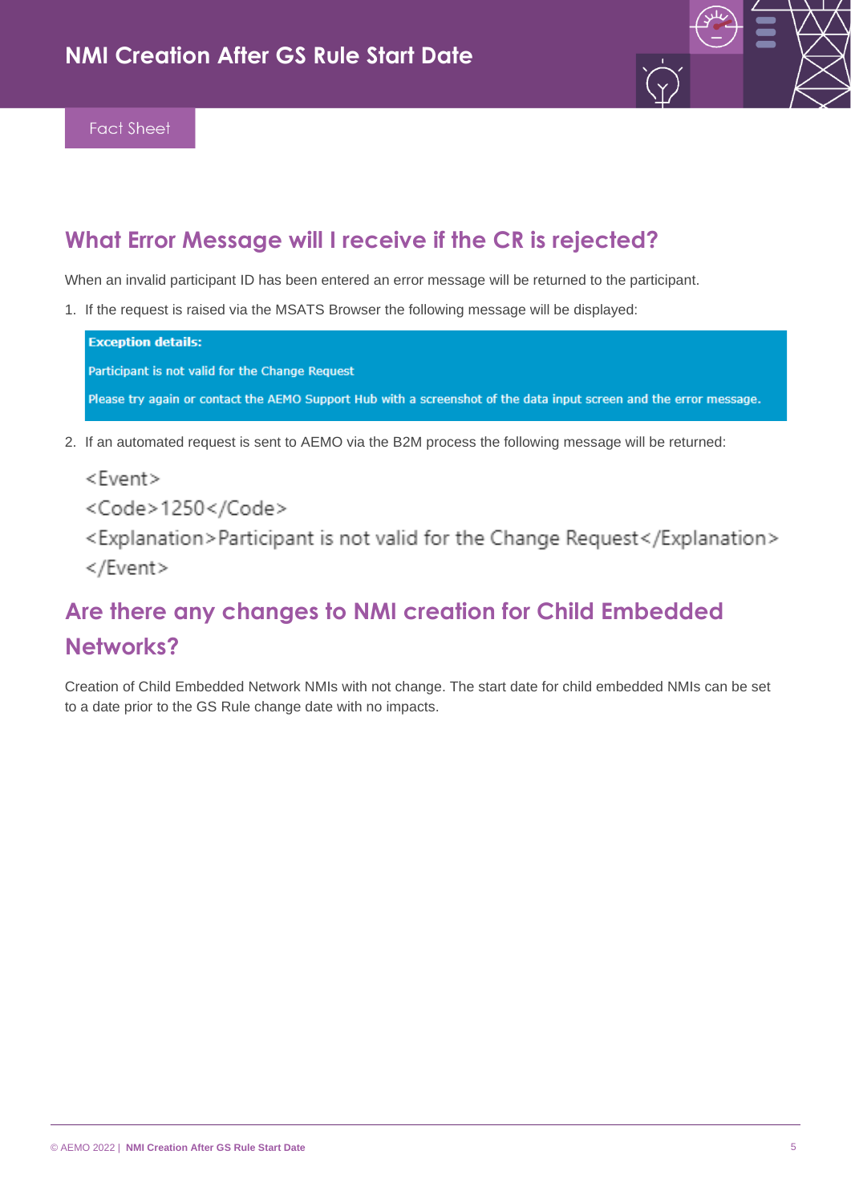## What Error Message will I receive if the CR is rejected?

When an invalid participant ID has been entered an error message will be returned to the participant.

1. If the request is raised via the MSATS Browser the following message will be displayed:

> **Exception details:**
>
> Participant is not valid for the Change Request
>
> Please try again or contact the AEMO Support Hub with a screenshot of the data input screen and the error message.

2. If an automated request is sent to AEMO via the B2M process the following message will be returned:

```
<Event>
<Code>1250</Code>
<Explanation>Participant is not valid for the Change Request</Explanation>
</Event>
```

## Are there any changes to NMI creation for Child Embedded Networks?

Creation of Child Embedded Network NMIs with not change. The start date for child embedded NMIs can be set to a date prior to the GS Rule change date with no impacts.